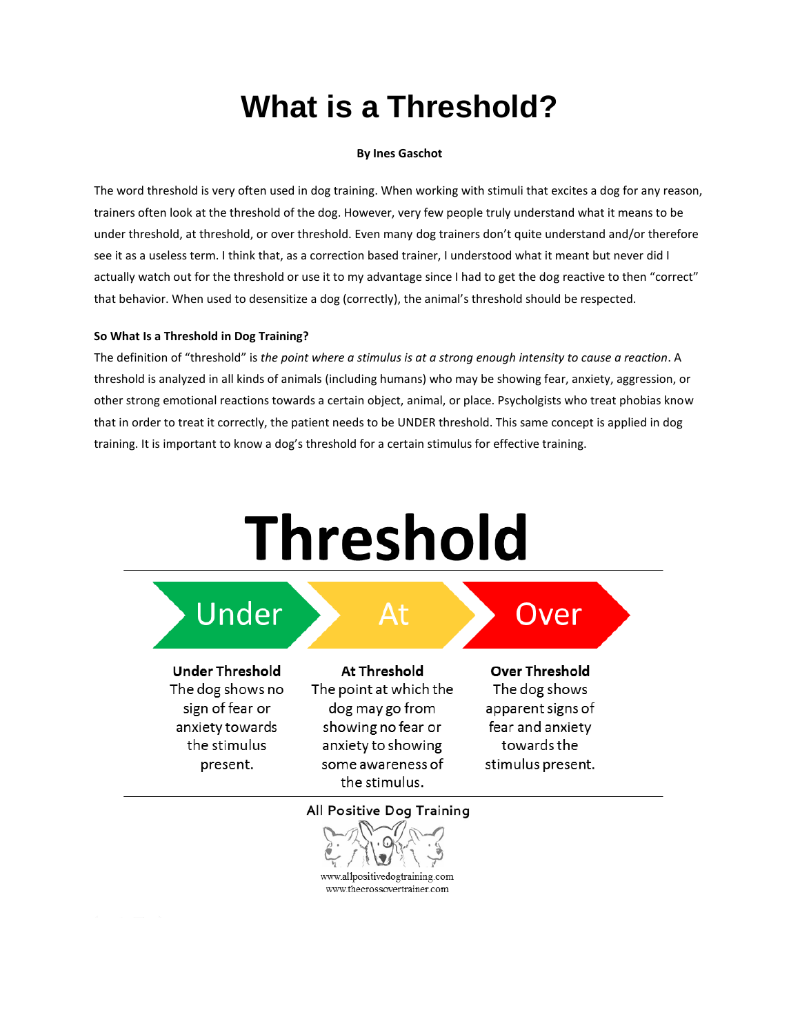# What is a Threshold?

**By Ines Gaschot**

The word threshold is very often used in dog training. When working with stimuli that excites a dog for any reason, trainers often look at the threshold of the dog. However, very few people truly understand what it means to be under threshold, at threshold, or over threshold. Even many dog trainers don't quite understand and/or therefore see it as a useless term. I think that, as a correction based trainer, I understood what it meant but never did I actually watch out for the threshold or use it to my advantage since I had to get the dog reactive to then "correct" that behavior. When used to desensitize a dog (correctly), the animal's threshold should be respected.

**So What Is a Threshold in Dog Training?**

The definition of "threshold" is *the point where a stimulus is at a strong enough intensity to cause a reaction*. A threshold is analyzed in all kinds of animals (including humans) who may be showing fear, anxiety, aggression, or other strong emotional reactions towards a certain object, animal, or place. Psycholgists who treat phobias know that in order to treat it correctly, the patient needs to be UNDER threshold. This same concept is applied in dog training. It is important to know a dog's threshold for a certain stimulus for effective training.

## Threshold

| Under | At | Over |
| --- | --- | --- |
| **Under Threshold** The dog shows no sign of fear or anxiety towards the stimulus present. | **At Threshold** The point at which the dog may go from showing no fear or anxiety to showing some awareness of the stimulus. | **Over Threshold** The dog shows apparent signs of fear and anxiety towards the stimulus present. |

All Positive Dog Training

www.allpositivedogtraining.com
www.thecrossovertrainer.com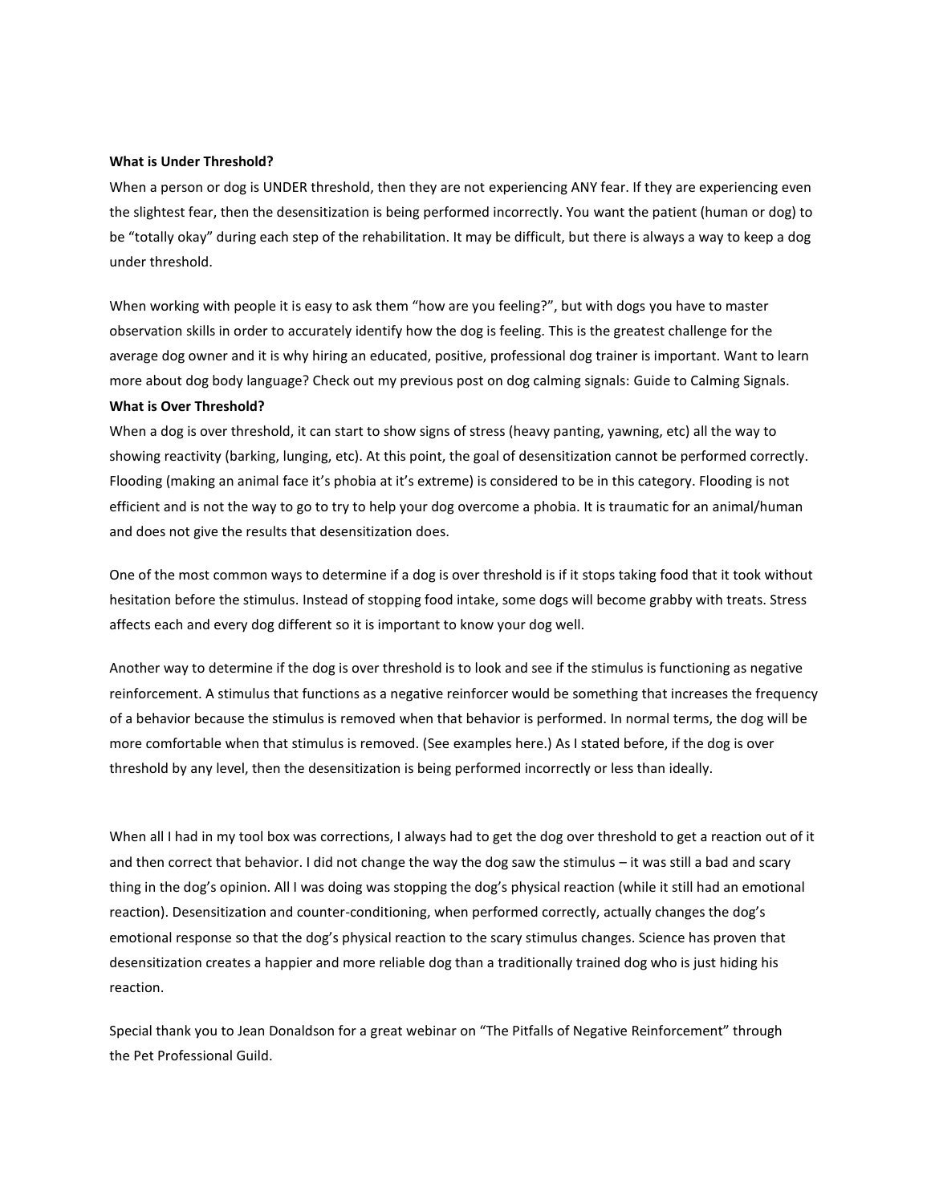**What is Under Threshold?**

When a person or dog is UNDER threshold, then they are not experiencing ANY fear. If they are experiencing even the slightest fear, then the desensitization is being performed incorrectly. You want the patient (human or dog) to be "totally okay" during each step of the rehabilitation. It may be difficult, but there is always a way to keep a dog under threshold.

When working with people it is easy to ask them "how are you feeling?", but with dogs you have to master observation skills in order to accurately identify how the dog is feeling. This is the greatest challenge for the average dog owner and it is why hiring an educated, positive, professional dog trainer is important. Want to learn more about dog body language? Check out my previous post on dog calming signals: Guide to Calming Signals.

**What is Over Threshold?**

When a dog is over threshold, it can start to show signs of stress (heavy panting, yawning, etc) all the way to showing reactivity (barking, lunging, etc). At this point, the goal of desensitization cannot be performed correctly. Flooding (making an animal face it's phobia at it's extreme) is considered to be in this category. Flooding is not efficient and is not the way to go to try to help your dog overcome a phobia. It is traumatic for an animal/human and does not give the results that desensitization does.

One of the most common ways to determine if a dog is over threshold is if it stops taking food that it took without hesitation before the stimulus. Instead of stopping food intake, some dogs will become grabby with treats. Stress affects each and every dog different so it is important to know your dog well.

Another way to determine if the dog is over threshold is to look and see if the stimulus is functioning as negative reinforcement. A stimulus that functions as a negative reinforcer would be something that increases the frequency of a behavior because the stimulus is removed when that behavior is performed. In normal terms, the dog will be more comfortable when that stimulus is removed. (See examples here.) As I stated before, if the dog is over threshold by any level, then the desensitization is being performed incorrectly or less than ideally.

When all I had in my tool box was corrections, I always had to get the dog over threshold to get a reaction out of it and then correct that behavior. I did not change the way the dog saw the stimulus – it was still a bad and scary thing in the dog's opinion. All I was doing was stopping the dog's physical reaction (while it still had an emotional reaction). Desensitization and counter-conditioning, when performed correctly, actually changes the dog's emotional response so that the dog's physical reaction to the scary stimulus changes. Science has proven that desensitization creates a happier and more reliable dog than a traditionally trained dog who is just hiding his reaction.

Special thank you to Jean Donaldson for a great webinar on "The Pitfalls of Negative Reinforcement" through the Pet Professional Guild.